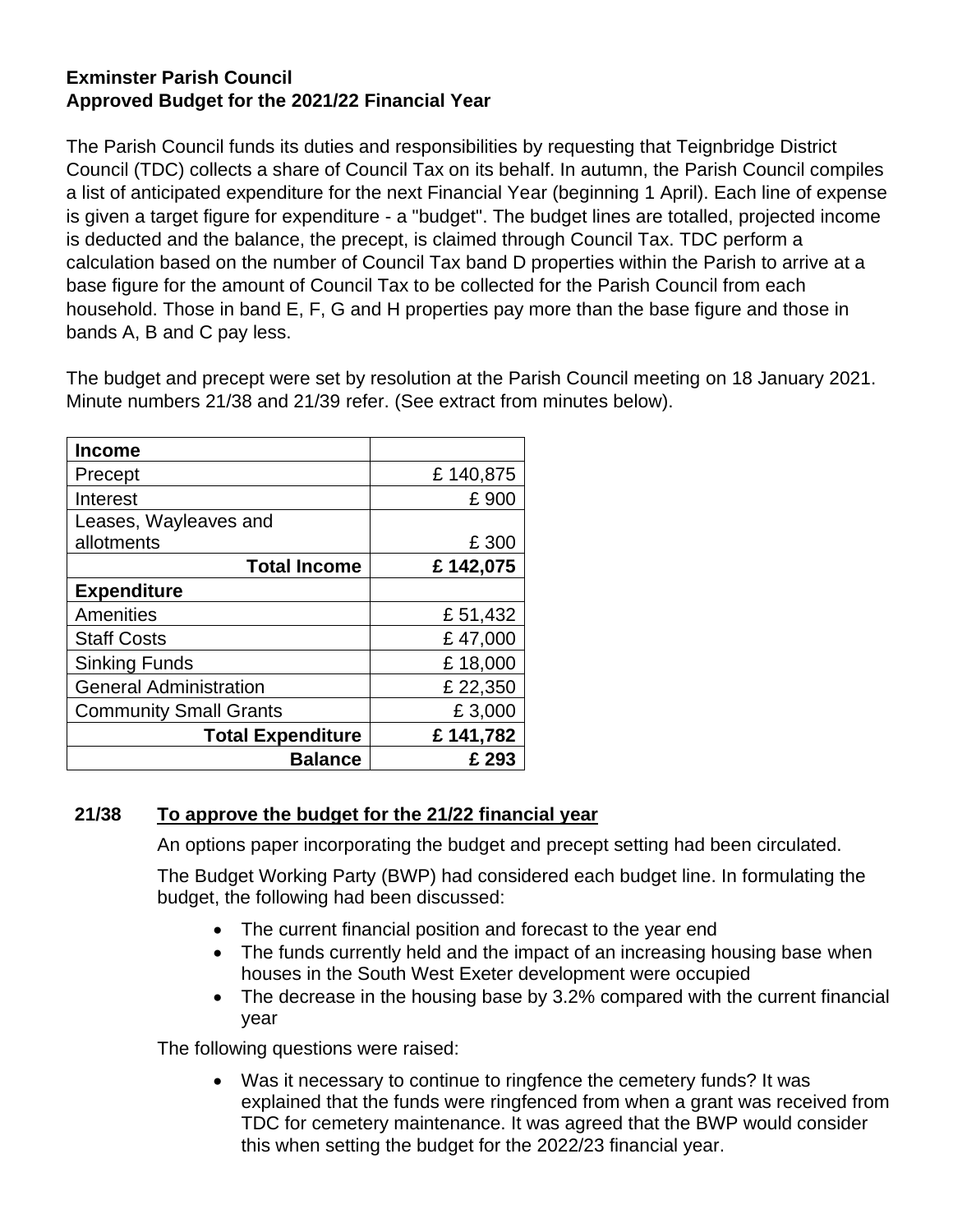**Exminster Parish Council**
**Approved Budget for the 2021/22 Financial Year**

The Parish Council funds its duties and responsibilities by requesting that Teignbridge District Council (TDC) collects a share of Council Tax on its behalf. In autumn, the Parish Council compiles a list of anticipated expenditure for the next Financial Year (beginning 1 April). Each line of expense is given a target figure for expenditure - a "budget". The budget lines are totalled, projected income is deducted and the balance, the precept, is claimed through Council Tax. TDC perform a calculation based on the number of Council Tax band D properties within the Parish to arrive at a base figure for the amount of Council Tax to be collected for the Parish Council from each household. Those in band E, F, G and H properties pay more than the base figure and those in bands A, B and C pay less.

The budget and precept were set by resolution at the Parish Council meeting on 18 January 2021. Minute numbers 21/38 and 21/39 refer. (See extract from minutes below).

| **Income** | |
|---|---|
| Precept | £ 140,875 |
| Interest | £ 900 |
| Leases, Wayleaves and allotments | £ 300 |
| **Total Income** | **£ 142,075** |
| **Expenditure** | |
| Amenities | £ 51,432 |
| Staff Costs | £ 47,000 |
| Sinking Funds | £ 18,000 |
| General Administration | £ 22,350 |
| Community Small Grants | £ 3,000 |
| **Total Expenditure** | **£ 141,782** |
| **Balance** | **£ 293** |

**21/38 <u>To approve the budget for the 21/22 financial year</u>**

An options paper incorporating the budget and precept setting had been circulated.

The Budget Working Party (BWP) had considered each budget line. In formulating the budget, the following had been discussed:

- The current financial position and forecast to the year end
- The funds currently held and the impact of an increasing housing base when houses in the South West Exeter development were occupied
- The decrease in the housing base by 3.2% compared with the current financial year

The following questions were raised:

- Was it necessary to continue to ringfence the cemetery funds? It was explained that the funds were ringfenced from when a grant was received from TDC for cemetery maintenance. It was agreed that the BWP would consider this when setting the budget for the 2022/23 financial year.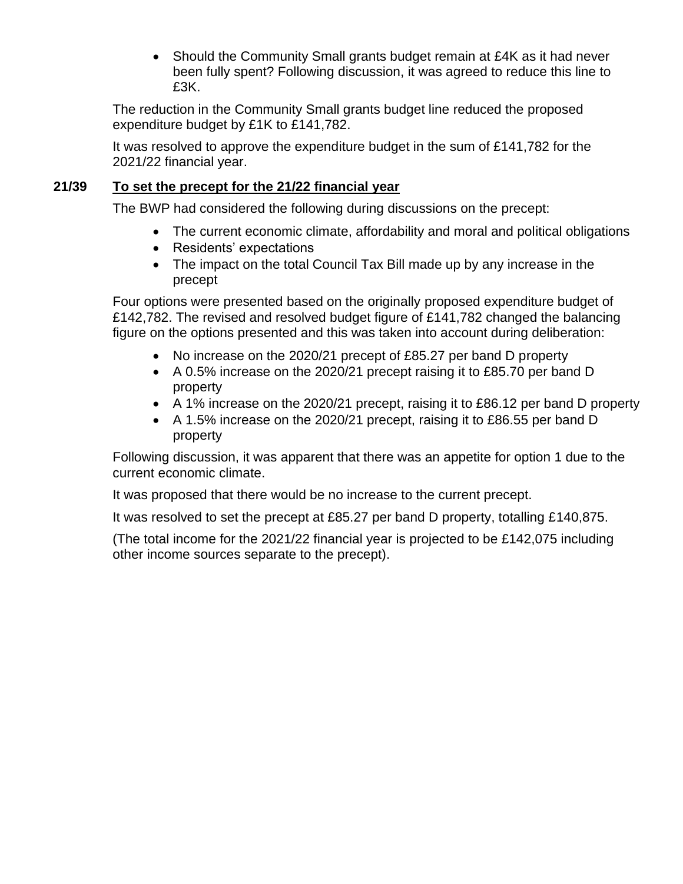- Should the Community Small grants budget remain at £4K as it had never been fully spent? Following discussion, it was agreed to reduce this line to £3K.

The reduction in the Community Small grants budget line reduced the proposed expenditure budget by £1K to £141,782.

It was resolved to approve the expenditure budget in the sum of £141,782 for the 2021/22 financial year.

**21/39 <u>To set the precept for the 21/22 financial year</u>**

The BWP had considered the following during discussions on the precept:

- The current economic climate, affordability and moral and political obligations
- Residents' expectations
- The impact on the total Council Tax Bill made up by any increase in the precept

Four options were presented based on the originally proposed expenditure budget of £142,782. The revised and resolved budget figure of £141,782 changed the balancing figure on the options presented and this was taken into account during deliberation:

- No increase on the 2020/21 precept of £85.27 per band D property
- A 0.5% increase on the 2020/21 precept raising it to £85.70 per band D property
- A 1% increase on the 2020/21 precept, raising it to £86.12 per band D property
- A 1.5% increase on the 2020/21 precept, raising it to £86.55 per band D property

Following discussion, it was apparent that there was an appetite for option 1 due to the current economic climate.

It was proposed that there would be no increase to the current precept.

It was resolved to set the precept at £85.27 per band D property, totalling £140,875.

(The total income for the 2021/22 financial year is projected to be £142,075 including other income sources separate to the precept).